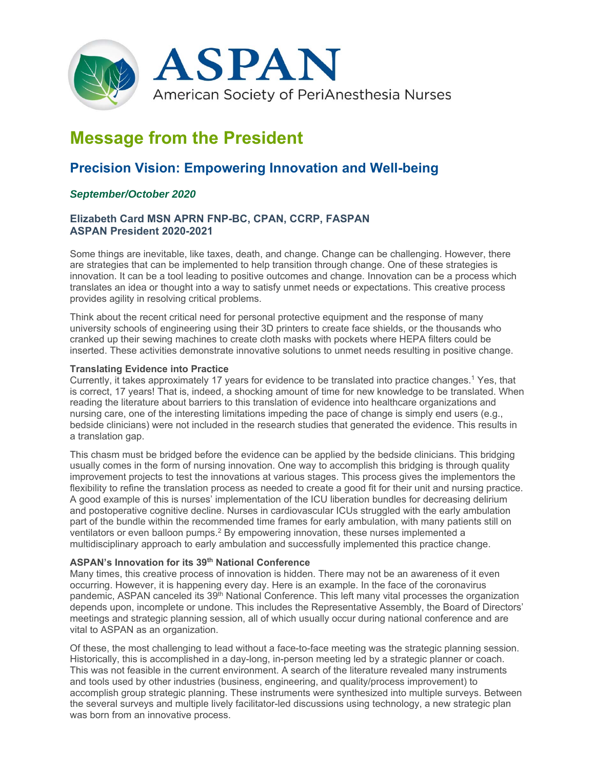ASPAN

American Society of PeriAnesthesia Nurses

# Message from the President

## Precision Vision: Empowering Innovation and Well-being

***September/October 2020***

**Elizabeth Card MSN APRN FNP-BC, CPAN, CCRP, FASPAN**
**ASPAN President 2020-2021**

Some things are inevitable, like taxes, death, and change. Change can be challenging. However, there are strategies that can be implemented to help transition through change. One of these strategies is innovation. It can be a tool leading to positive outcomes and change. Innovation can be a process which translates an idea or thought into a way to satisfy unmet needs or expectations. This creative process provides agility in resolving critical problems.

Think about the recent critical need for personal protective equipment and the response of many university schools of engineering using their 3D printers to create face shields, or the thousands who cranked up their sewing machines to create cloth masks with pockets where HEPA filters could be inserted. These activities demonstrate innovative solutions to unmet needs resulting in positive change.

### Translating Evidence into Practice

Currently, it takes approximately 17 years for evidence to be translated into practice changes.[1] Yes, that is correct, 17 years! That is, indeed, a shocking amount of time for new knowledge to be translated. When reading the literature about barriers to this translation of evidence into healthcare organizations and nursing care, one of the interesting limitations impeding the pace of change is simply end users (e.g., bedside clinicians) were not included in the research studies that generated the evidence. This results in a translation gap.

This chasm must be bridged before the evidence can be applied by the bedside clinicians. This bridging usually comes in the form of nursing innovation. One way to accomplish this bridging is through quality improvement projects to test the innovations at various stages. This process gives the implementors the flexibility to refine the translation process as needed to create a good fit for their unit and nursing practice. A good example of this is nurses' implementation of the ICU liberation bundles for decreasing delirium and postoperative cognitive decline. Nurses in cardiovascular ICUs struggled with the early ambulation part of the bundle within the recommended time frames for early ambulation, with many patients still on ventilators or even balloon pumps.[2] By empowering innovation, these nurses implemented a multidisciplinary approach to early ambulation and successfully implemented this practice change.

### ASPAN's Innovation for its 39th National Conference

Many times, this creative process of innovation is hidden. There may not be an awareness of it even occurring. However, it is happening every day. Here is an example. In the face of the coronavirus pandemic, ASPAN canceled its 39th National Conference. This left many vital processes the organization depends upon, incomplete or undone. This includes the Representative Assembly, the Board of Directors' meetings and strategic planning session, all of which usually occur during national conference and are vital to ASPAN as an organization.

Of these, the most challenging to lead without a face-to-face meeting was the strategic planning session. Historically, this is accomplished in a day-long, in-person meeting led by a strategic planner or coach. This was not feasible in the current environment. A search of the literature revealed many instruments and tools used by other industries (business, engineering, and quality/process improvement) to accomplish group strategic planning. These instruments were synthesized into multiple surveys. Between the several surveys and multiple lively facilitator-led discussions using technology, a new strategic plan was born from an innovative process.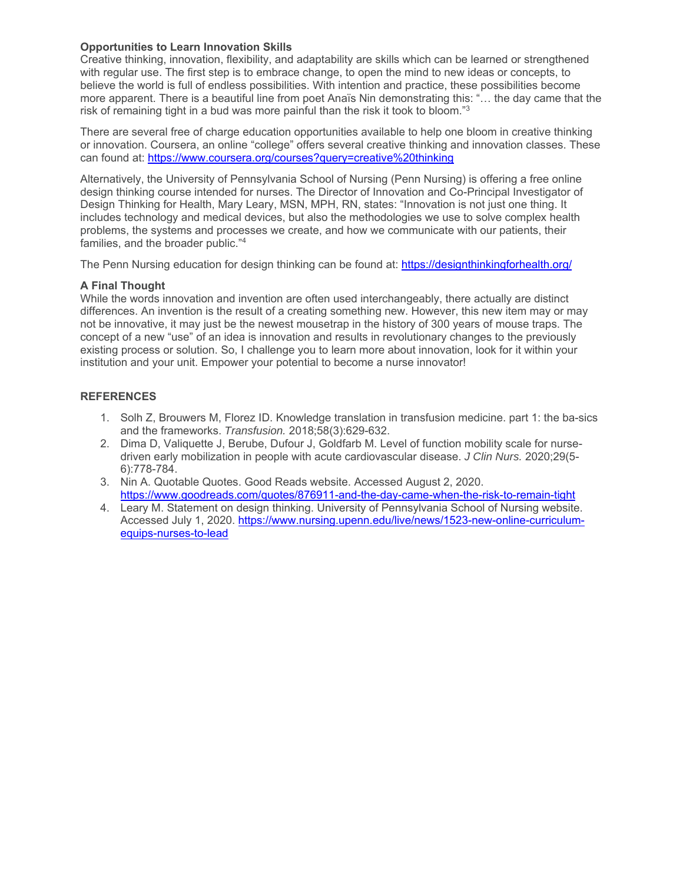## Opportunities to Learn Innovation Skills

Creative thinking, innovation, flexibility, and adaptability are skills which can be learned or strengthened with regular use. The first step is to embrace change, to open the mind to new ideas or concepts, to believe the world is full of endless possibilities. With intention and practice, these possibilities become more apparent. There is a beautiful line from poet Anaïs Nin demonstrating this: "… the day came that the risk of remaining tight in a bud was more painful than the risk it took to bloom."[3]

There are several free of charge education opportunities available to help one bloom in creative thinking or innovation. Coursera, an online "college" offers several creative thinking and innovation classes. These can found at: https://www.coursera.org/courses?query=creative%20thinking

Alternatively, the University of Pennsylvania School of Nursing (Penn Nursing) is offering a free online design thinking course intended for nurses. The Director of Innovation and Co-Principal Investigator of Design Thinking for Health, Mary Leary, MSN, MPH, RN, states: "Innovation is not just one thing. It includes technology and medical devices, but also the methodologies we use to solve complex health problems, the systems and processes we create, and how we communicate with our patients, their families, and the broader public."[4]

The Penn Nursing education for design thinking can be found at: https://designthinkingforhealth.org/

## A Final Thought

While the words innovation and invention are often used interchangeably, there actually are distinct differences. An invention is the result of a creating something new. However, this new item may or may not be innovative, it may just be the newest mousetrap in the history of 300 years of mouse traps. The concept of a new "use" of an idea is innovation and results in revolutionary changes to the previously existing process or solution. So, I challenge you to learn more about innovation, look for it within your institution and your unit. Empower your potential to become a nurse innovator!

## REFERENCES

1. Solh Z, Brouwers M, Florez ID. Knowledge translation in transfusion medicine. part 1: the ba-sics and the frameworks. *Transfusion.* 2018;58(3):629-632.
2. Dima D, Valiquette J, Berube, Dufour J, Goldfarb M. Level of function mobility scale for nurse-driven early mobilization in people with acute cardiovascular disease. *J Clin Nurs.* 2020;29(5-6):778-784.
3. Nin A. Quotable Quotes. Good Reads website. Accessed August 2, 2020. https://www.goodreads.com/quotes/876911-and-the-day-came-when-the-risk-to-remain-tight
4. Leary M. Statement on design thinking. University of Pennsylvania School of Nursing website. Accessed July 1, 2020. https://www.nursing.upenn.edu/live/news/1523-new-online-curriculum-equips-nurses-to-lead